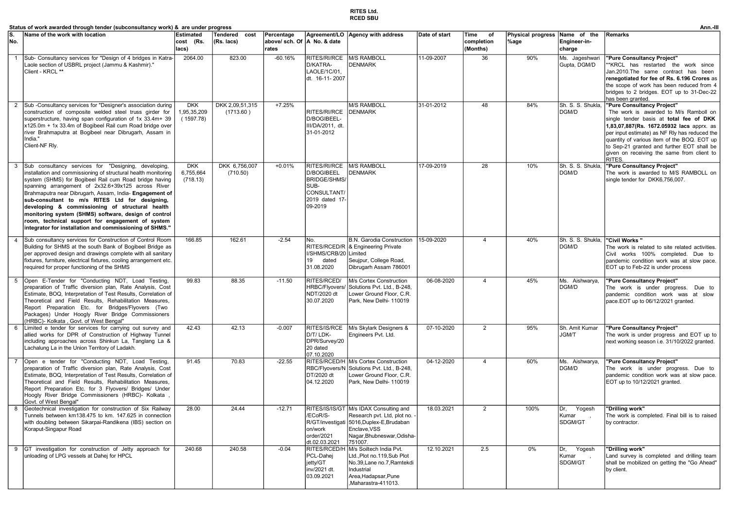**RITES Ltd.**
**RCED SBU**

**Status of work awarded through tender (subconsultancy work) & are under progress**

**Ann.-III**

| S. No. | Name of the work with location | Estimated cost (Rs. lacs) | Tendered cost (Rs. lacs) | Percentage above/ sch. Of rates | Agreement/LOA No. & date | Agency with address | Date of start | Time of completion (Months) | Physical progress %age | Name of the Engineer-in-charge | Remarks |
|---|---|---|---|---|---|---|---|---|---|---|---|
| 1 | Sub- Consultancy services for "Design of 4 bridges in Katra-Laole section of USBRL project (Jammu & Kashmir)." Client - KRCL ** | 2064.00 | 823.00 | -60.16% | RITES/RI/RCED/KATRA-LAOLE/1C/01, dt. 16-11- 2007 | M/S RAMBOLL DENMARK | 11-09-2007 | 36 | 90% | Ms. Jageshwari Gupta, DGM/D | **"Pure Consultancy Project"** **KRCL has restarted the work since Jan.2010.The same contract has been **renegotiated for fee of Rs. 6.196 Crores** as the scope of work has been reduced from 4 bridges to 2 bridges. EOT up to 31-Dec-22 has been granted. |
| 2 | Sub -Consultancy services for "Designer's association during construction of composite welded steel truss girder for superstructure, having span configuration of 1x 33.4m+ 39 x125.0m + 1x 33.4m of Bogibeel Rail cum Road bridge over river Brahmaputra at Bogibeel near Dibrugarh, Assam in India." Client-NF Rly. | DKK 1,95,35,209 ( 1597.78) | DKK 2,09,51,315 (1713.60 ) | +7.25% | RITES/RI/RCED/BOGIBEEL-III/DA/2011, dt. 31-01-2012 | M/S RAMBOLL DENMARK | 31-01-2012 | 48 | 84% | Sh. S. S. Shukla, DGM/D | **"Pure Consultancy Project"** The work is awarded to M/s Ramboll on single tender basis at **total fee of DKK 1,83,07,887(Rs. 1672.05932 lacs** apprx. as per input estimate) as NF Rly has reduced the quantity of various item of the BOQ. EOT up to Sep-21 granted and further EOT shall be given on receiving the same from client to RITES. |
| 3 | Sub consultancy services for "Designing, developing, installation and commissioning of structural health monitoring system (SHMS) for Bogibeel Rail cum Road bridge having spanning arrangement of 2x32.6+39x125 across River Brahmaputra near Dibrugarh, Assam, India- **Engagement of sub-consultant to m/s RITES Ltd for designing, developing & commissioning of structural health monitoring system (SHMS) software, design of control room, technical support for engagement of system integrator for installation and commissioning of SHMS."** | DKK 6,755,664 (718.13) | DKK 6,756,007 (710.50) | +0.01% | RITES/RI/RCED/BOGIBEEL BRIDGE/SHMS/SUB-CONSULTANT/2019 dated 17-09-2019 | M/S RAMBOLL DENMARK | 17-09-2019 | 28 | 10% | Sh. S. S. Shukla, DGM/D | **"Pure Consultancy Project"** The work is awarded to M/S RAMBOLL on single tender for DKK6,756,007. |
| 4 | Sub consultancy services for Construction of Control Room Building for SHMS at the south Bank of Bogibeel Bridge as per approved design and drawings complete with all sanitary fixtures, furniture, electrical fixtures, cooling arrangement etc. required for proper functioning of the SHMS | 166.85 | 162.61 | -2.54 | No. RITES/RCED/RI/SHMS/CRB/2019 dated 31.08.2020 | B.N. Garodia Construction & Engineering Private Limited Seujpur, College Road, Dibrugarh Assam 786001 | 15-09-2020 | 4 | 40% | Sh. S. S. Shukla, DGM/D | **"Civil Works "** The work is related to site related activities. Civil works 100% completed. Due to pandemic condition work was at slow pace. EOT up to Feb-22 is under process |
| 5 | Open E-Tender for "Conducting NDT, Load Testing, preparation of Traffic diversion plan, Rate Analysis, Cost Estimate, BOQ, Interpretation of Test Results, Correlation of Theoretical and Field Results, Rehabilitation Measures, Report Preparation Etc. for Bridges/Flyovers (Two Packages) Under Hoogly River Bridge Commissioners (HRBC)- Kolkata , Govt. of West Bengal" | 99.83 | 88.35 | -11.50 | RITES/RCED/HRBC/Flyovers/NDT/2020 dt 30.07.2020 | M/s Cortex Construction Solutions Pvt. Ltd., B-248, Lower Ground Floor, C.R. Park, New Delhi- 110019 | 06-08-2020 | 4 | 45% | Ms. Aishwarya, DGM/D | **"Pure Consultancy Project"** The work is under progress. Due to pandemic condition work was at slow pace.EOT up to 06/12/2021 granted. |
| 6 | Limited e tender for services for carrying out survey and allied works for DPR of Construction of Highway Tunnel including approaches across Shinkun La, Tanglang La & Lachalung La in the Union Territory of Ladakh. | 42.43 | 42.13 | -0.007 | RITES/IS/RCED/T/ LDK-DPR/Survey/2020 dated 07.10.2020 | M/s Skylark Designers & Engineers Pvt. Ltd. | 07-10-2020 | 2 | 95% | Sh. Amit Kumar JGM/T | **"Pure Consultancy Project"** The work is under progress and EOT up to next working season i.e. 31/10/2022 granted. |
| 7 | Open e tender for "Conducting NDT, Load Testing, preparation of Traffic diversion plan, Rate Analysis, Cost Estimate, BOQ, Interpretation of Test Results, Correlation of Theoretical and Field Results, Rehabilitation Measures, Report Preparation Etc. for 3 Flyovers/ Bridges/ Under Hoogly River Bridge Commissioners (HRBC)- Kolkata , Govt. of West Bengal" | 91.45 | 70.83 | -22.55 | RITES/RCED/HRBC/Flyovers/NDT/2020 dt 04.12.2020 | M/s Cortex Construction Solutions Pvt. Ltd., B-248, Lower Ground Floor, C.R. Park, New Delhi- 110019 | 04-12-2020 | 4 | 60% | Ms. Aishwarya, DGM/D | **"Pure Consultancy Project"** The work is under progress. Due to pandemic condition work was at slow pace. EOT up to 10/12/2021 granted. |
| 8 | Geotechnical investigation for construction of Six Railway Tunnels between km138.475 to km. 147.625 in connection with doubling between Sikarpai-Randikena (IBS) section on Koraput-Singapur Road | 28.00 | 24.44 | -12.71 | RITES/IS/IS/GT/ECoR/S-R/GT/investigation/work order/2021 dt.02.03.2021 | M/s IDAX Consulting and Research pvt. Ltd, plot no. -5016,Duplex-E,Brudaban Enclave,VSS Nagar,Bhubneswar,Odisha-751007. | 18.03.2021 | 2 | 100% | Dr, Yogesh Kumar , SDGM/GT | **"Drilling work"** The work is completed. Final bill is to raised by contractor. |
| 9 | GT investigation for construction of Jetty approach for unloading of LPG vessels at Dahej for HPCL | 240.68 | 240.58 | -0.04 | RITES/RCED/HPCL-Dahej jetty/GT inv/2021 dt. 03.09.2021 | M/s Soiltech India Pvt. Ltd.,Plot no.119,Sub Plot No.39,Lane no.7,Ramtekdi Industrial Area,Hadapsar,Pune ,Maharastra-411013. | 12.10.2021 | 2.5 | 0% | Dr, Yogesh Kumar , SDGM/GT | **"Drilling work"** Land survey is completed and drilling team shall be mobilized on getting the "Go Ahead" by client. |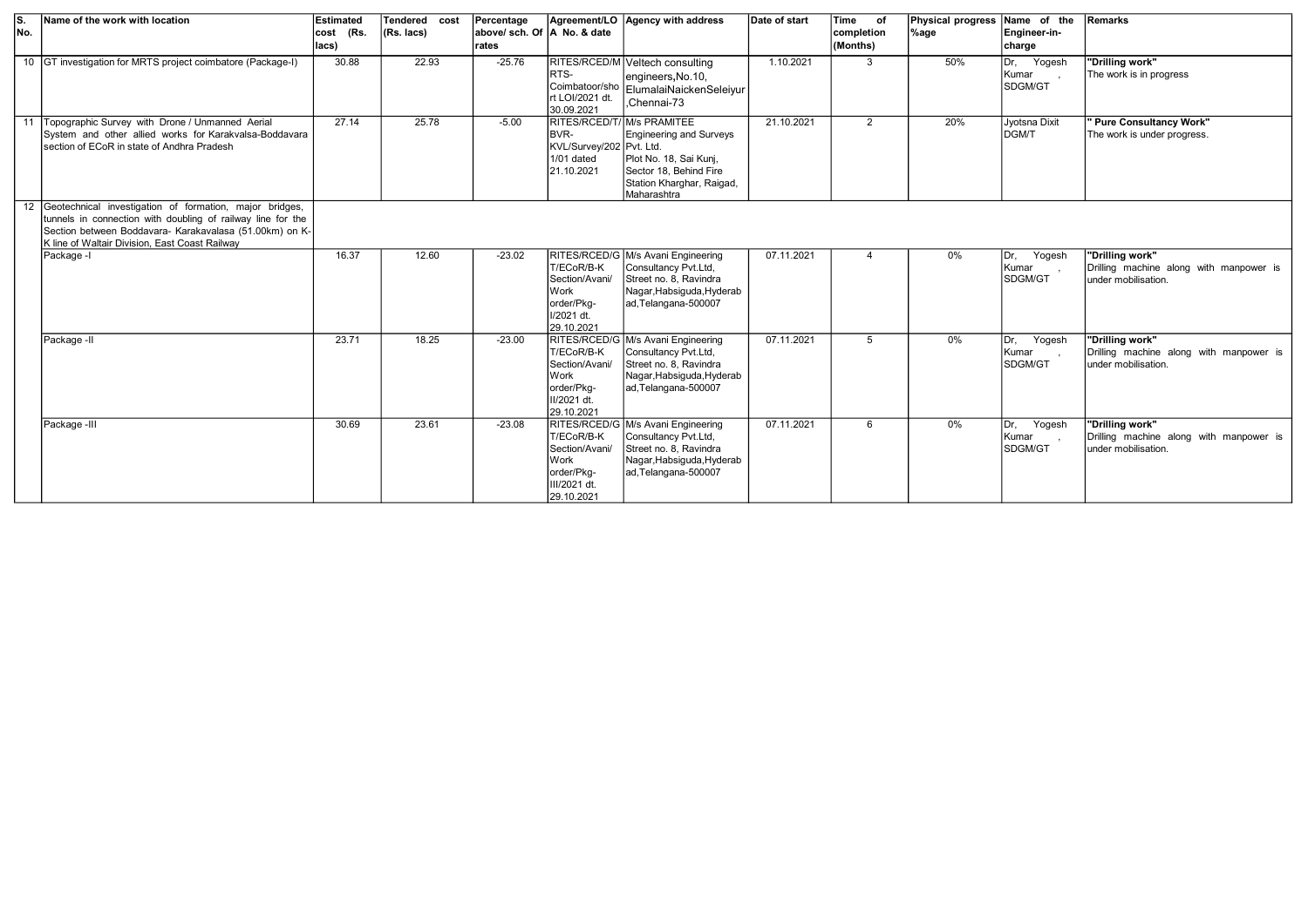| S. No. | Name of the work with location | Estimated cost (Rs. lacs) | Tendered cost (Rs. lacs) | Percentage above/ sch. Of rates | Agreement/LOA No. & date | Agency with address | Date of start | Time of completion (Months) | Physical progress %age | Name of the Engineer-in-charge | Remarks |
|---|---|---|---|---|---|---|---|---|---|---|---|
| 10 | GT investigation for MRTS project coimbatore (Package-I) | 30.88 | 22.93 | -25.76 | RITES/RCED/MRTS-Coimbatoor/short LOI/2021 dt. 30.09.2021 | Veltech consulting engineers,No.10, ElumalaiNaickenSeleiyur ,Chennai-73 | 1.10.2021 | 3 | 50% | Dr, Yogesh Kumar , SDGM/GT | "Drilling work" The work is in progress |
| 11 | Topographic Survey with Drone / Unmanned Aerial System and other allied works for Karakvalsa-Boddavara section of ECoR in state of Andhra Pradesh | 27.14 | 25.78 | -5.00 | RITES/RCED/T/BVR-KVL/Survey/2021/01 dated 21.10.2021 | M/s PRAMITEE Engineering and Surveys Pvt. Ltd. Plot No. 18, Sai Kunj, Sector 18, Behind Fire Station Kharghar, Raigad, Maharashtra | 21.10.2021 | 2 | 20% | Jyotsna Dixit DGM/T | " Pure Consultancy Work" The work is under progress. |
| 12 | Geotechnical investigation of formation, major bridges, tunnels in connection with doubling of railway line for the Section between Boddavara- Karakavalasa (51.00km) on K-K line of Waltair Division, East Coast Railway | | | | | | | | | | |
| | Package -I | 16.37 | 12.60 | -23.02 | RITES/RCED/GT/ECoR/B-K Section/Avani/ Work order/Pkg-I/2021 dt. 29.10.2021 | M/s Avani Engineering Consultancy Pvt.Ltd, Street no. 8, Ravindra Nagar,Habsiguda,Hyderabad,Telangana-500007 | 07.11.2021 | 4 | 0% | Dr, Yogesh Kumar , SDGM/GT | "Drilling work" Drilling machine along with manpower is under mobilisation. |
| | Package -II | 23.71 | 18.25 | -23.00 | RITES/RCED/GT/ECoR/B-K Section/Avani/ Work order/Pkg-II/2021 dt. 29.10.2021 | M/s Avani Engineering Consultancy Pvt.Ltd, Street no. 8, Ravindra Nagar,Habsiguda,Hyderabad,Telangana-500007 | 07.11.2021 | 5 | 0% | Dr, Yogesh Kumar , SDGM/GT | "Drilling work" Drilling machine along with manpower is under mobilisation. |
| | Package -III | 30.69 | 23.61 | -23.08 | RITES/RCED/GT/ECoR/B-K Section/Avani/ Work order/Pkg-III/2021 dt. 29.10.2021 | M/s Avani Engineering Consultancy Pvt.Ltd, Street no. 8, Ravindra Nagar,Habsiguda,Hyderabad,Telangana-500007 | 07.11.2021 | 6 | 0% | Dr, Yogesh Kumar , SDGM/GT | "Drilling work" Drilling machine along with manpower is under mobilisation. |